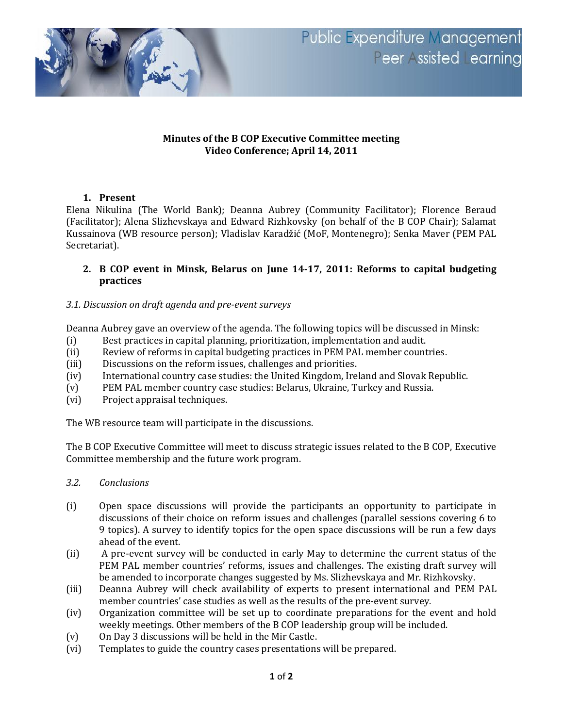Public Expenditure Management
Peer Assisted Learning

**Minutes of the B COP Executive Committee meeting**
**Video Conference; April 14, 2011**

## 1. Present

Elena Nikulina (The World Bank); Deanna Aubrey (Community Facilitator); Florence Beraud (Facilitator); Alena Slizhevskaya and Edward Rizhkovsky (on behalf of the B COP Chair); Salamat Kussainova (WB resource person); Vladislav Karadžić (MoF, Montenegro); Senka Maver (PEM PAL Secretariat).

## 2. B COP event in Minsk, Belarus on June 14-17, 2011: Reforms to capital budgeting practices

*3.1. Discussion on draft agenda and pre-event surveys*

Deanna Aubrey gave an overview of the agenda. The following topics will be discussed in Minsk:

(i) Best practices in capital planning, prioritization, implementation and audit.
(ii) Review of reforms in capital budgeting practices in PEM PAL member countries.
(iii) Discussions on the reform issues, challenges and priorities.
(iv) International country case studies: the United Kingdom, Ireland and Slovak Republic.
(v) PEM PAL member country case studies: Belarus, Ukraine, Turkey and Russia.
(vi) Project appraisal techniques.

The WB resource team will participate in the discussions.

The B COP Executive Committee will meet to discuss strategic issues related to the B COP, Executive Committee membership and the future work program.

*3.2. Conclusions*

(i) Open space discussions will provide the participants an opportunity to participate in discussions of their choice on reform issues and challenges (parallel sessions covering 6 to 9 topics). A survey to identify topics for the open space discussions will be run a few days ahead of the event.
(ii) A pre-event survey will be conducted in early May to determine the current status of the PEM PAL member countries' reforms, issues and challenges. The existing draft survey will be amended to incorporate changes suggested by Ms. Slizhevskaya and Mr. Rizhkovsky.
(iii) Deanna Aubrey will check availability of experts to present international and PEM PAL member countries' case studies as well as the results of the pre-event survey.
(iv) Organization committee will be set up to coordinate preparations for the event and hold weekly meetings. Other members of the B COP leadership group will be included.
(v) On Day 3 discussions will be held in the Mir Castle.
(vi) Templates to guide the country cases presentations will be prepared.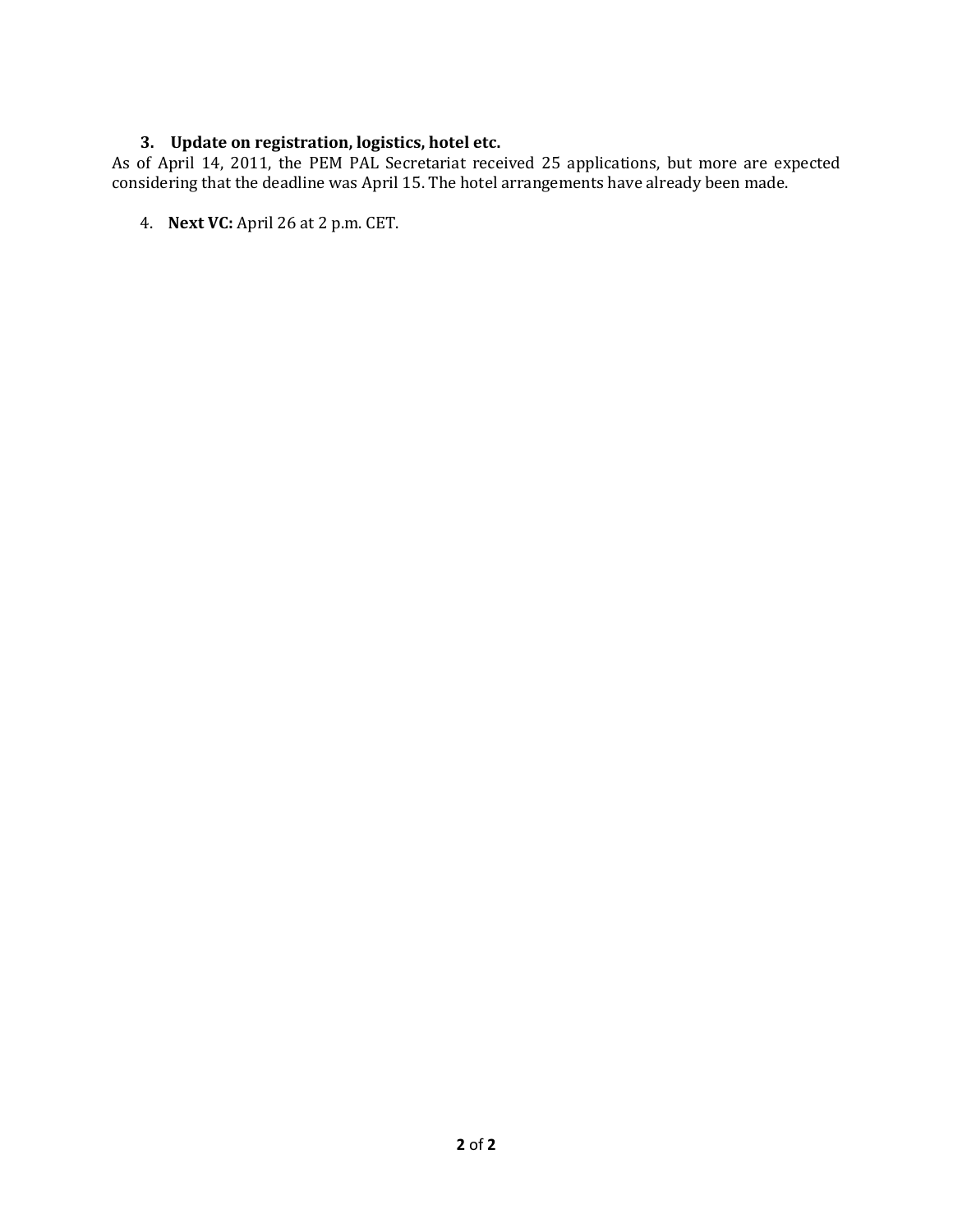3. **Update on registration, logistics, hotel etc.**

As of April 14, 2011, the PEM PAL Secretariat received 25 applications, but more are expected considering that the deadline was April 15. The hotel arrangements have already been made.

4. **Next VC:** April 26 at 2 p.m. CET.